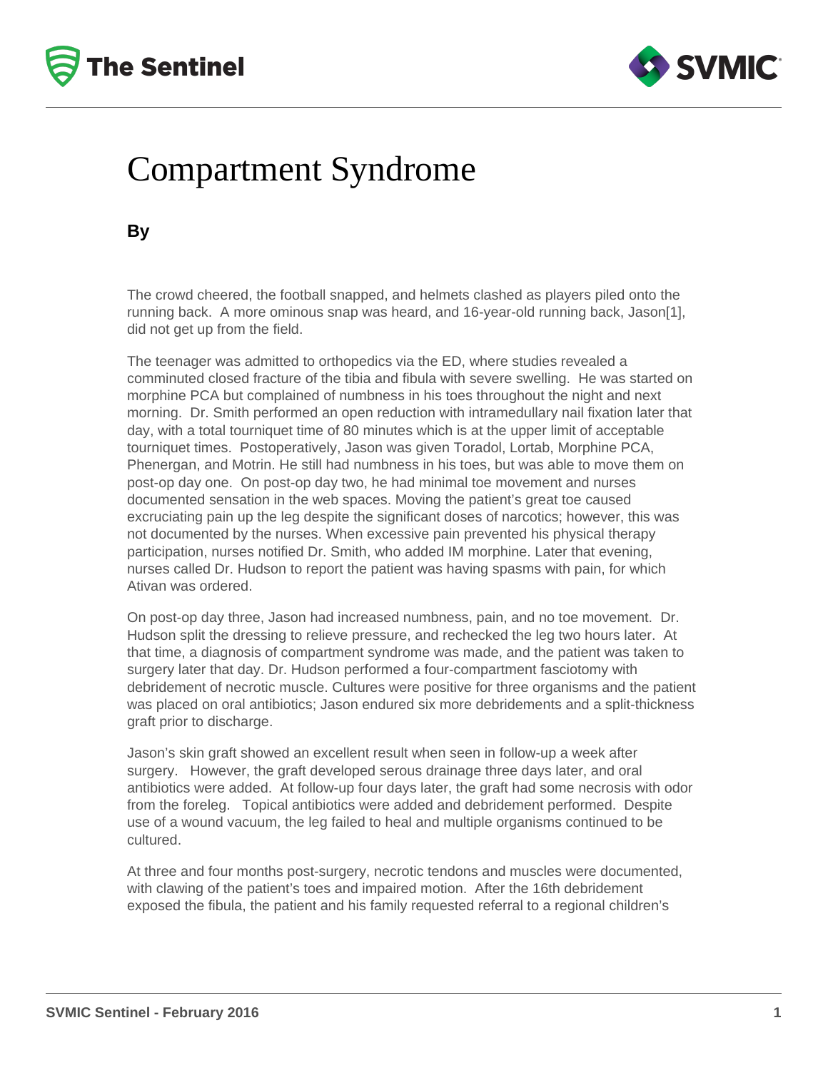# Compartment Syndrome

**By**

The crowd cheered, the football snapped, and helmets clashed as players piled onto the running back. A more ominous snap was heard, and 16-year-old running back, Jason[1], did not get up from the field.

The teenager was admitted to orthopedics via the ED, where studies revealed a comminuted closed fracture of the tibia and fibula with severe swelling. He was started on morphine PCA but complained of numbness in his toes throughout the night and next morning. Dr. Smith performed an open reduction with intramedullary nail fixation later that day, with a total tourniquet time of 80 minutes which is at the upper limit of acceptable tourniquet times. Postoperatively, Jason was given Toradol, Lortab, Morphine PCA, Phenergan, and Motrin. He still had numbness in his toes, but was able to move them on post-op day one. On post-op day two, he had minimal toe movement and nurses documented sensation in the web spaces. Moving the patient's great toe caused excruciating pain up the leg despite the significant doses of narcotics; however, this was not documented by the nurses. When excessive pain prevented his physical therapy participation, nurses notified Dr. Smith, who added IM morphine. Later that evening, nurses called Dr. Hudson to report the patient was having spasms with pain, for which Ativan was ordered.

On post-op day three, Jason had increased numbness, pain, and no toe movement. Dr. Hudson split the dressing to relieve pressure, and rechecked the leg two hours later. At that time, a diagnosis of compartment syndrome was made, and the patient was taken to surgery later that day. Dr. Hudson performed a four-compartment fasciotomy with debridement of necrotic muscle. Cultures were positive for three organisms and the patient was placed on oral antibiotics; Jason endured six more debridements and a split-thickness graft prior to discharge.

Jason's skin graft showed an excellent result when seen in follow-up a week after surgery. However, the graft developed serous drainage three days later, and oral antibiotics were added. At follow-up four days later, the graft had some necrosis with odor from the foreleg. Topical antibiotics were added and debridement performed. Despite use of a wound vacuum, the leg failed to heal and multiple organisms continued to be cultured.

At three and four months post-surgery, necrotic tendons and muscles were documented, with clawing of the patient's toes and impaired motion. After the 16th debridement exposed the fibula, the patient and his family requested referral to a regional children's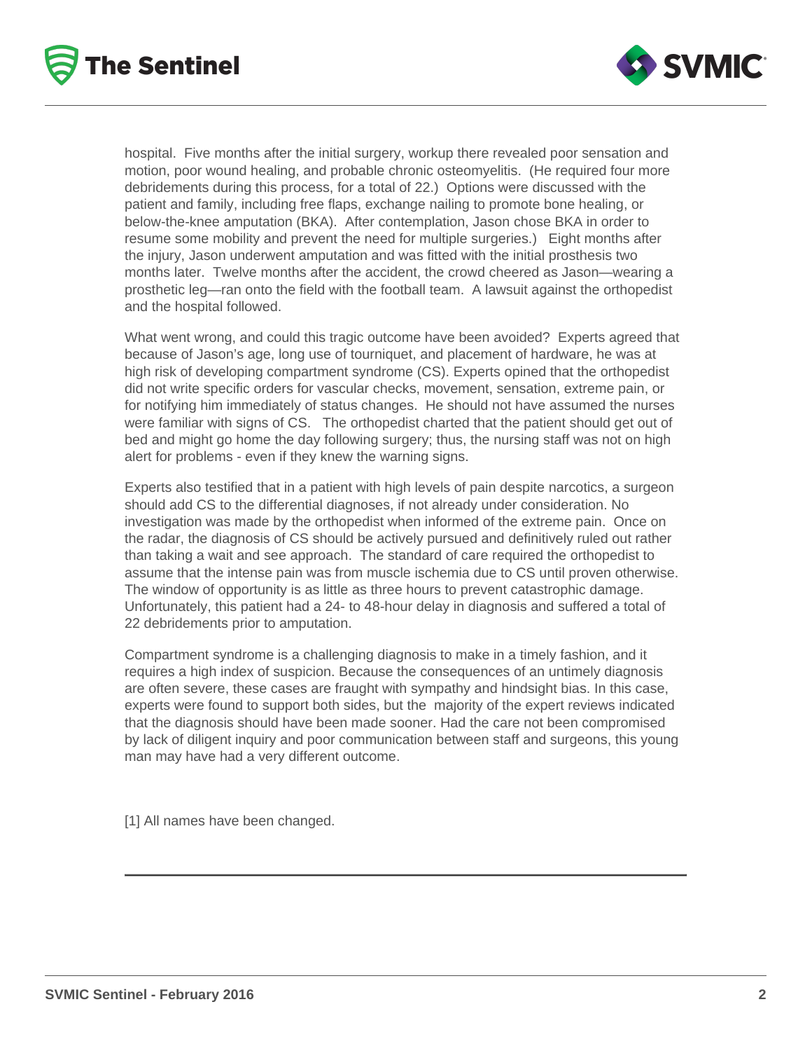hospital. Five months after the initial surgery, workup there revealed poor sensation and motion, poor wound healing, and probable chronic osteomyelitis. (He required four more debridements during this process, for a total of 22.) Options were discussed with the patient and family, including free flaps, exchange nailing to promote bone healing, or below-the-knee amputation (BKA). After contemplation, Jason chose BKA in order to resume some mobility and prevent the need for multiple surgeries.) Eight months after the injury, Jason underwent amputation and was fitted with the initial prosthesis two months later. Twelve months after the accident, the crowd cheered as Jason—wearing a prosthetic leg—ran onto the field with the football team. A lawsuit against the orthopedist and the hospital followed.

What went wrong, and could this tragic outcome have been avoided? Experts agreed that because of Jason's age, long use of tourniquet, and placement of hardware, he was at high risk of developing compartment syndrome (CS). Experts opined that the orthopedist did not write specific orders for vascular checks, movement, sensation, extreme pain, or for notifying him immediately of status changes. He should not have assumed the nurses were familiar with signs of CS. The orthopedist charted that the patient should get out of bed and might go home the day following surgery; thus, the nursing staff was not on high alert for problems - even if they knew the warning signs.

Experts also testified that in a patient with high levels of pain despite narcotics, a surgeon should add CS to the differential diagnoses, if not already under consideration. No investigation was made by the orthopedist when informed of the extreme pain. Once on the radar, the diagnosis of CS should be actively pursued and definitively ruled out rather than taking a wait and see approach. The standard of care required the orthopedist to assume that the intense pain was from muscle ischemia due to CS until proven otherwise. The window of opportunity is as little as three hours to prevent catastrophic damage. Unfortunately, this patient had a 24- to 48-hour delay in diagnosis and suffered a total of 22 debridements prior to amputation.

Compartment syndrome is a challenging diagnosis to make in a timely fashion, and it requires a high index of suspicion. Because the consequences of an untimely diagnosis are often severe, these cases are fraught with sympathy and hindsight bias. In this case, experts were found to support both sides, but the majority of the expert reviews indicated that the diagnosis should have been made sooner. Had the care not been compromised by lack of diligent inquiry and poor communication between staff and surgeons, this young man may have had a very different outcome.

[1] All names have been changed.

---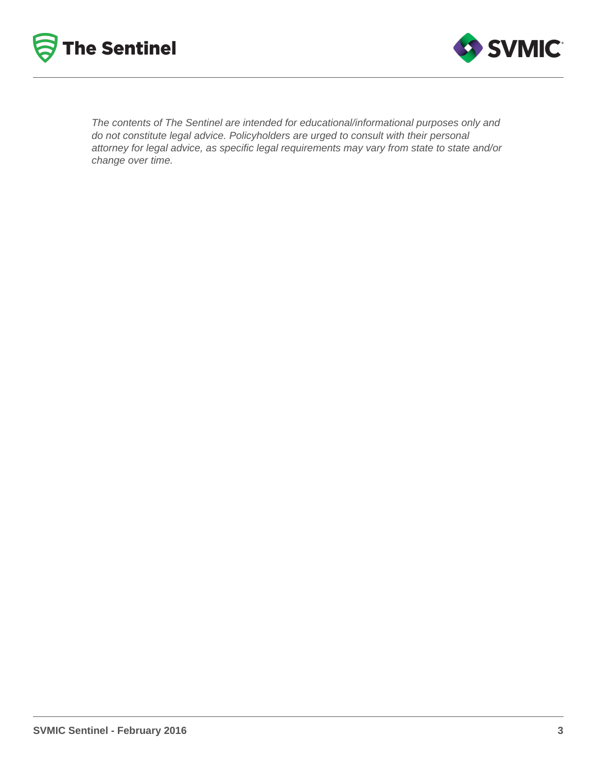*The contents of The Sentinel are intended for educational/informational purposes only and do not constitute legal advice. Policyholders are urged to consult with their personal attorney for legal advice, as specific legal requirements may vary from state to state and/or change over time.*